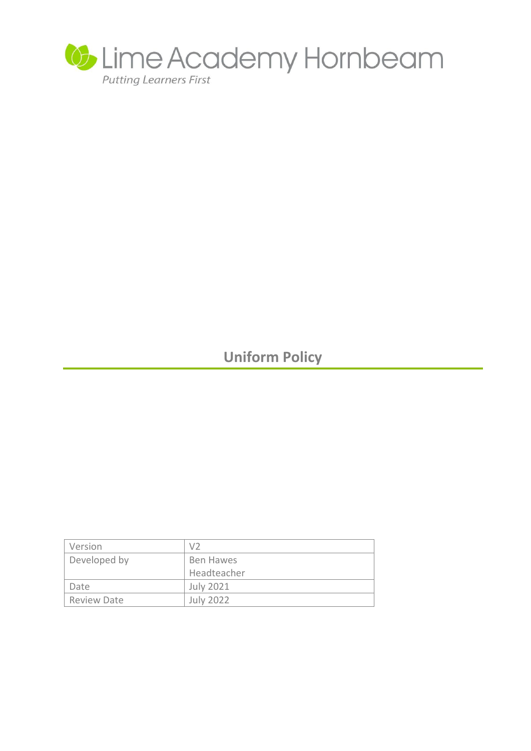Lime Academy Hornbeam

*Putting Learners First*

# Uniform Policy

| Version | V2 |
| --- | --- |
| Developed by | Ben Hawes<br>Headteacher |
| Date | July 2021 |
| Review Date | July 2022 |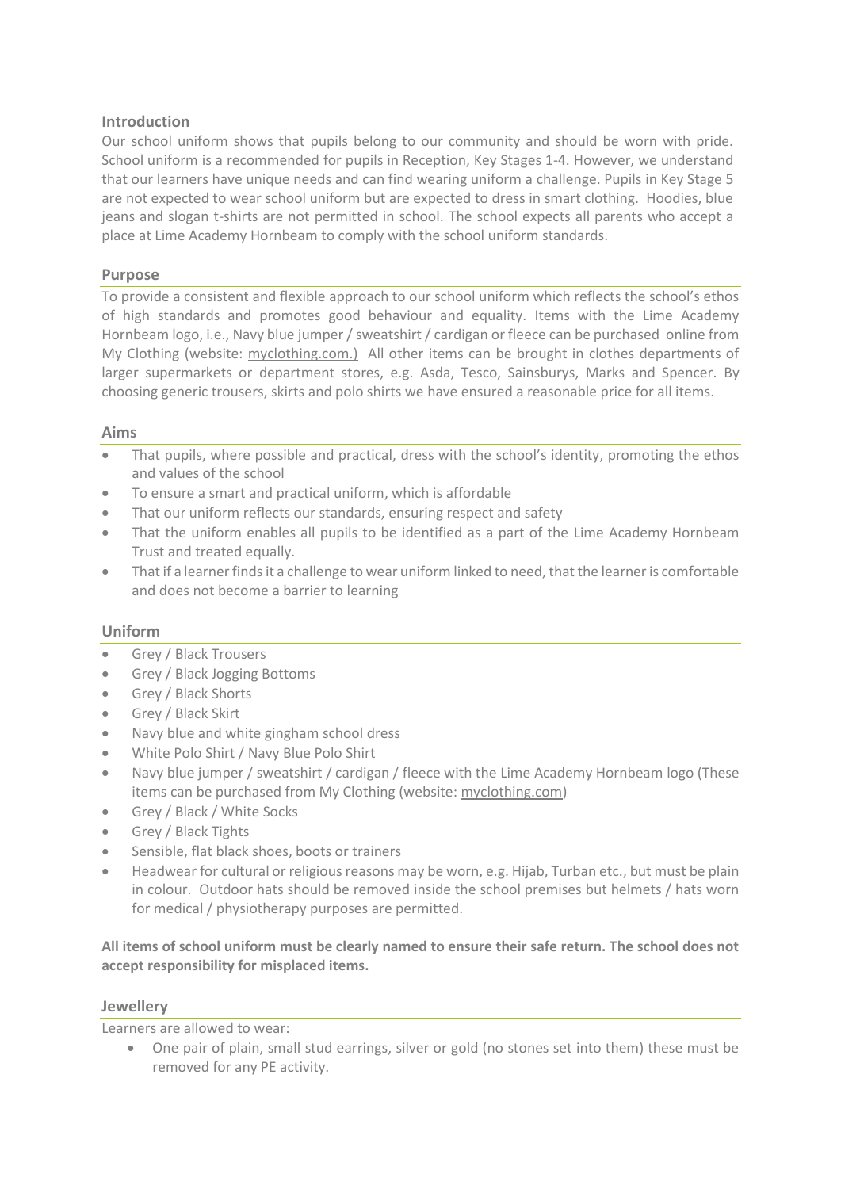## Introduction

Our school uniform shows that pupils belong to our community and should be worn with pride. School uniform is a recommended for pupils in Reception, Key Stages 1-4. However, we understand that our learners have unique needs and can find wearing uniform a challenge. Pupils in Key Stage 5 are not expected to wear school uniform but are expected to dress in smart clothing. Hoodies, blue jeans and slogan t-shirts are not permitted in school. The school expects all parents who accept a place at Lime Academy Hornbeam to comply with the school uniform standards.

## Purpose

To provide a consistent and flexible approach to our school uniform which reflects the school's ethos of high standards and promotes good behaviour and equality. Items with the Lime Academy Hornbeam logo, i.e., Navy blue jumper / sweatshirt / cardigan or fleece can be purchased online from My Clothing (website: myclothing.com.) All other items can be brought in clothes departments of larger supermarkets or department stores, e.g. Asda, Tesco, Sainsburys, Marks and Spencer. By choosing generic trousers, skirts and polo shirts we have ensured a reasonable price for all items.

## Aims

- That pupils, where possible and practical, dress with the school's identity, promoting the ethos and values of the school
- To ensure a smart and practical uniform, which is affordable
- That our uniform reflects our standards, ensuring respect and safety
- That the uniform enables all pupils to be identified as a part of the Lime Academy Hornbeam Trust and treated equally.
- That if a learner finds it a challenge to wear uniform linked to need, that the learner is comfortable and does not become a barrier to learning

## Uniform

- Grey / Black Trousers
- Grey / Black Jogging Bottoms
- Grey / Black Shorts
- Grey / Black Skirt
- Navy blue and white gingham school dress
- White Polo Shirt / Navy Blue Polo Shirt
- Navy blue jumper / sweatshirt / cardigan / fleece with the Lime Academy Hornbeam logo (These items can be purchased from My Clothing (website: myclothing.com)
- Grey / Black / White Socks
- Grey / Black Tights
- Sensible, flat black shoes, boots or trainers
- Headwear for cultural or religious reasons may be worn, e.g. Hijab, Turban etc., but must be plain in colour. Outdoor hats should be removed inside the school premises but helmets / hats worn for medical / physiotherapy purposes are permitted.

**All items of school uniform must be clearly named to ensure their safe return. The school does not accept responsibility for misplaced items.**

## Jewellery

Learners are allowed to wear:

- One pair of plain, small stud earrings, silver or gold (no stones set into them) these must be removed for any PE activity.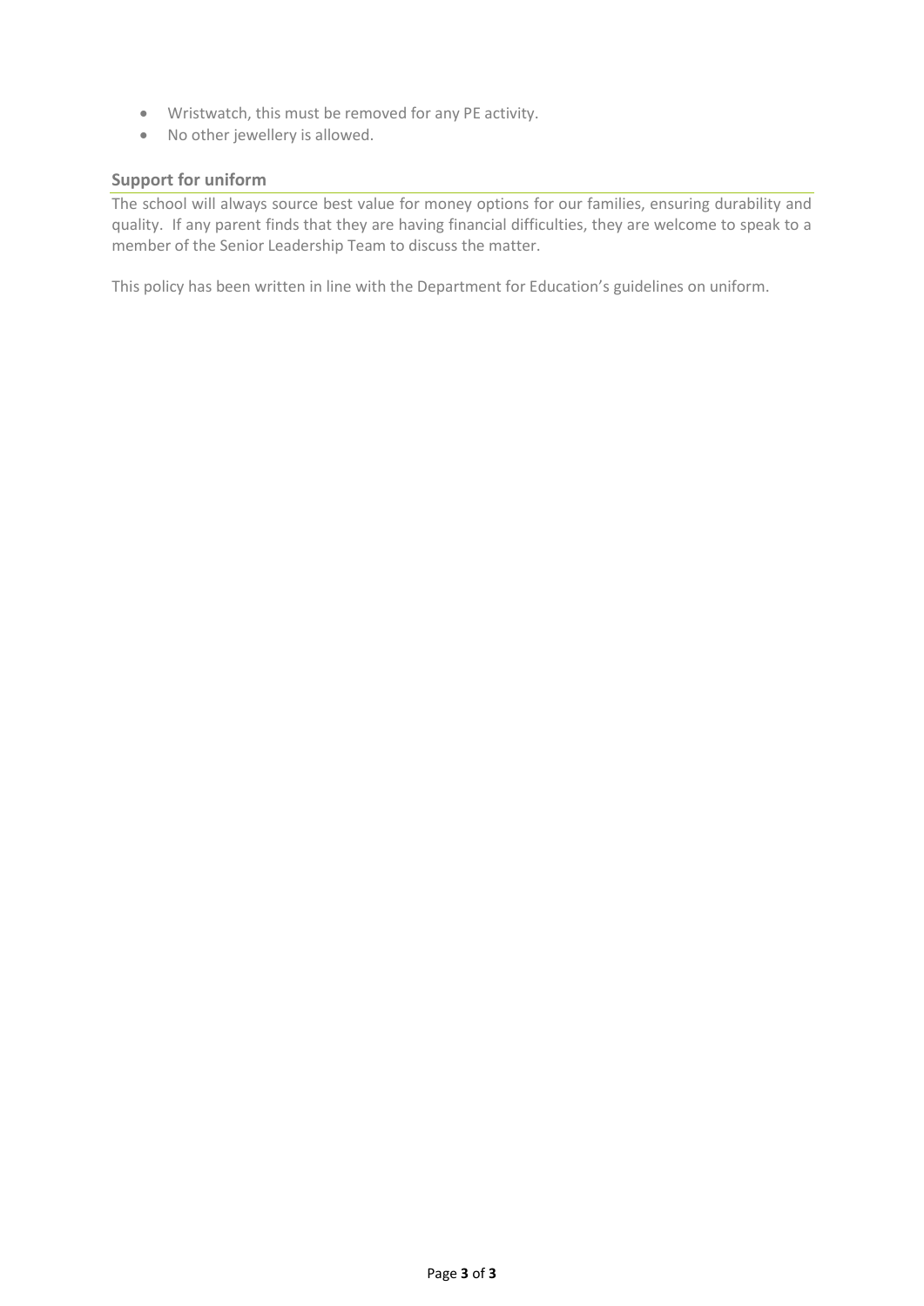- Wristwatch, this must be removed for any PE activity.
- No other jewellery is allowed.

### Support for uniform

The school will always source best value for money options for our families, ensuring durability and quality. If any parent finds that they are having financial difficulties, they are welcome to speak to a member of the Senior Leadership Team to discuss the matter.

This policy has been written in line with the Department for Education's guidelines on uniform.